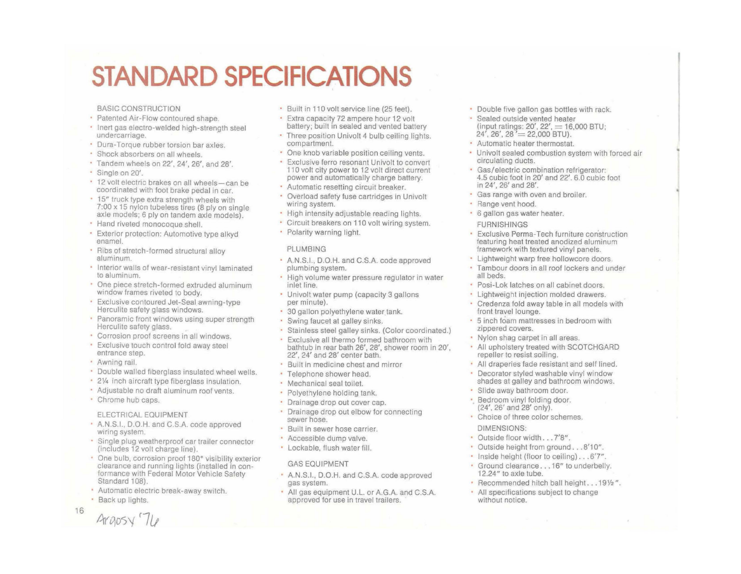# STANDARD SPECIFICATIONS

## BASIC CONSTRUCTION

- Patented Air-Flow contoured shape.
- Inert gas electro-welded high-strength steel undercarriage.
- Dura-Torque rubber torsion bar axles.
- Shock absorbers on all wheels.
- Tandem wheels on 22', 24', 26', and 28'.
- Single on 20'.
- 12 volt electric brakes on all wheels—can be coordinated with foot brake pedal in car.
- 15" truck type extra strength wheels with 7:00 x 15 nylon tubeless tires (8 ply on single axle models; 6 ply on tandem axle models).
- Hand riveted monocoque shell.
- Exterior protection: Automotive type alkyd enamel.
- Ribs of stretch-formed structural alloy aluminum.
- Interior walls of wear-resistant vinyl laminated to aluminum.
- One piece stretch-formed extruded aluminum window frames riveted to body.
- Exclusive contoured Jet-Seal awning-type Herculite safety glass windows.
- Panoramic front windows using super strength Herculite safety glass.
- Corrosion proof screens in all windows.
- Exclusive touch control fold away steel entrance step.
- Awning rail.
- Double walled fiberglass insulated wheel wells.
- 2¼ inch aircraft type fiberglass insulation.
- Adjustable no draft aluminum roof vents.
- Chrome hub caps.

## ELECTRICAL EQUIPMENT

- A.N.S.I., D.O.H. and C.S.A. code approved wiring system.
- Single plug weatherproof car trailer connector (includes 12 volt charge line).
- One bulb, corrosion proof 180° visibility exterior clearance and running lights (installed in conformance with Federal Motor Vehicle Safety Standard 108).
- Automatic electric break-away switch.
- Back up lights.
- Built in 110 volt service line (25 feet).
- Extra capacity 72 ampere hour 12 volt battery; built in sealed and vented battery compartment.
- Three position Univolt 4 bulb ceiling lights.
- One knob variable position ceiling vents.
- Exclusive ferro resonant Univolt to convert 110 volt city power to 12 volt direct current power and automatically charge battery.
- Automatic resetting circuit breaker.
- Overload safety fuse cartridges in Univolt wiring system.
- High intensity adjustable reading lights.
- Circuit breakers on 110 volt wiring system.
- Polarity warning light.

## PLUMBING

- A.N.S.I., D.O.H. and C.S.A. code approved plumbing system.
- High volume water pressure regulator in water inlet line.
- Univolt water pump (capacity 3 gallons per minute).
- 30 gallon polyethylene water tank.
- Swing faucet at galley sinks.
- Stainless steel galley sinks. (Color coordinated.)
- Exclusive all thermo formed bathroom with bathtub in rear bath 26', 28', shower room in 20', 22', 24' and 28' center bath.
- Built in medicine chest and mirror
- Telephone shower head.
- Mechanical seal toilet.
- Polyethylene holding tank.
- Drainage drop out cover cap.
- Drainage drop out elbow for connecting sewer hose.
- Built in sewer hose carrier.
- Accessible dump valve.
- Lockable, flush water fill.

## GAS EQUIPMENT

- A.N.S.I., D.O.H. and C.S.A. code approved gas system.
- All gas equipment U.L. or A.G.A. and C.S.A. approved for use in travel trailers.
- Double five gallon gas bottles with rack.
- Sealed outside vented heater (input ratings: 20', 22', = 16,000 BTU; 24', 26', 28' = 22,000 BTU).
- Automatic heater thermostat.
- Univolt sealed combustion system with forced air circulating ducts.
- Gas/electric combination refrigerator: 4.5 cubic foot in 20' and 22'. 6.0 cubic foot in 24', 26' and 28'.
- Gas range with oven and broiler.
- Range vent hood.
- 6 gallon gas water heater.

## FURNISHINGS

- Exclusive Perma-Tech furniture construction featuring heat treated anodized aluminum framework with textured vinyl panels.
- Lightweight warp free hollowcore doors.
- Tambour doors in all roof lockers and under all beds.
- Posi-Lok latches on all cabinet doors.
- Lightweight injection molded drawers.
- Credenza fold away table in all models with front travel lounge.
- 5 inch foam mattresses in bedroom with zippered covers.
- Nylon shag carpet in all areas.
- All upholstery treated with SCOTCHGARD repeller to resist soiling.
- All draperies fade resistant and self lined.
- Decorator styled washable vinyl window shades at galley and bathroom windows.
- Slide away bathroom door.
- Bedroom vinyl folding door. (24', 26' and 28' only).
- Choice of three color schemes.

## DIMENSIONS:

- Outside floor width . . . 7'8".
- Outside height from ground . . . 8'10".
- Inside height (floor to ceiling) . . . 6'7".
- Ground clearance . . . 16" to underbelly. 12.24" to axle tube.
- Recommended hitch ball height . . . 19½".
- All specifications subject to change without notice.

Argosy '76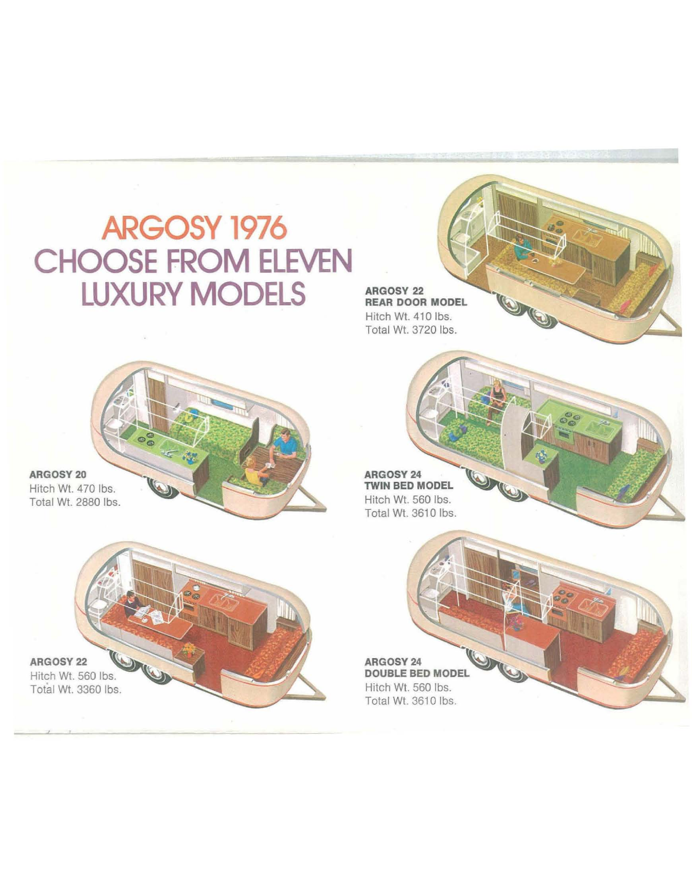# ARGOSY 1976
# CHOOSE FROM ELEVEN LUXURY MODELS

**ARGOSY 22**
**REAR DOOR MODEL**
Hitch Wt. 410 lbs.
Total Wt. 3720 lbs.

**ARGOSY 20**
Hitch Wt. 470 lbs.
Total Wt. 2880 lbs.

**ARGOSY 24**
**TWIN BED MODEL**
Hitch Wt. 560 lbs.
Total Wt. 3610 lbs.

**ARGOSY 22**
Hitch Wt. 560 lbs.
Total Wt. 3360 lbs.

**ARGOSY 24**
**DOUBLE BED MODEL**
Hitch Wt. 560 lbs.
Total Wt. 3610 lbs.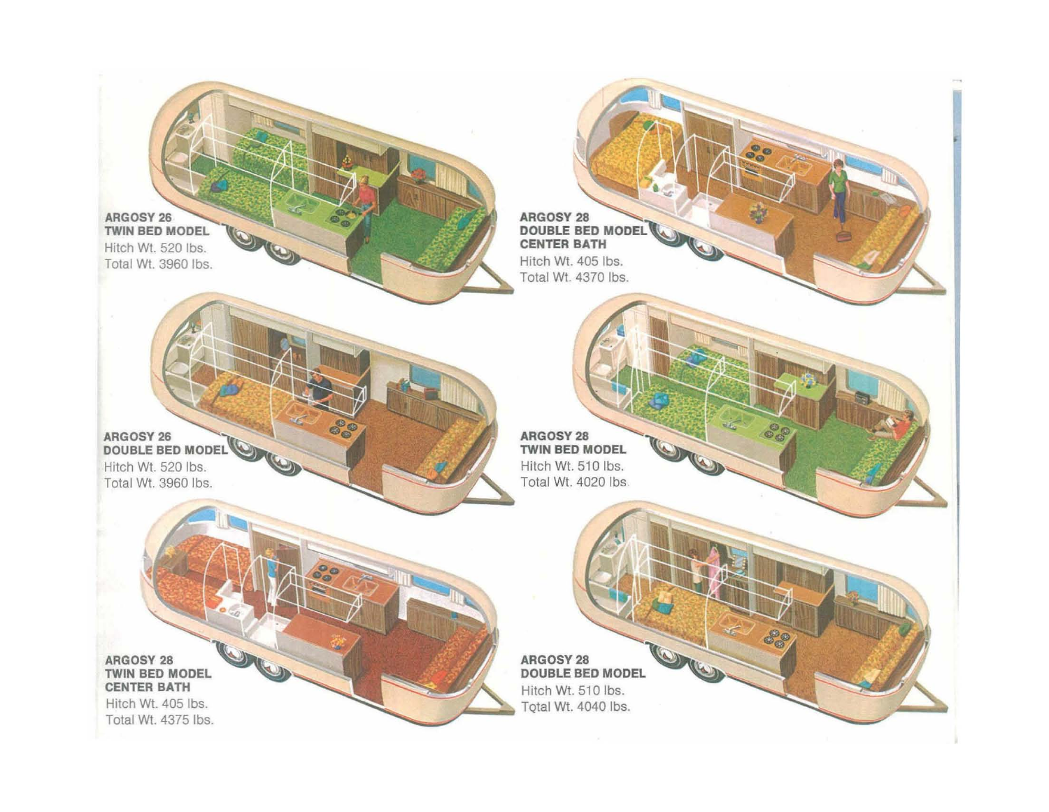**ARGOSY 26**
**TWIN BED MODEL**
Hitch Wt. 520 lbs.
Total Wt. 3960 lbs.

**ARGOSY 28**
**DOUBLE BED MODEL**
**CENTER BATH**
Hitch Wt. 405 lbs.
Total Wt. 4370 lbs.

**ARGOSY 26**
**DOUBLE BED MODEL**
Hitch Wt. 520 lbs.
Total Wt. 3960 lbs.

**ARGOSY 28**
**TWIN BED MODEL**
Hitch Wt. 510 lbs.
Total Wt. 4020 lbs.

**ARGOSY 28**
**TWIN BED MODEL**
**CENTER BATH**
Hitch Wt. 405 lbs.
Total Wt. 4375 lbs.

**ARGOSY 28**
**DOUBLE BED MODEL**
Hitch Wt. 510 lbs.
Total Wt. 4040 lbs.